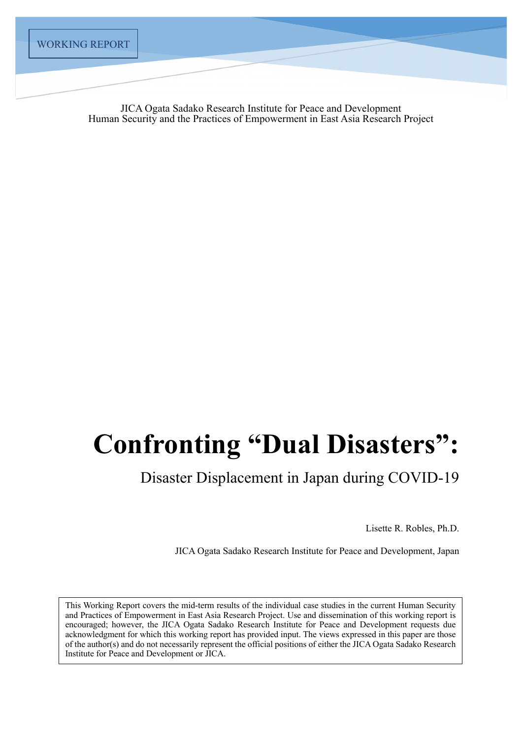WORKING REPORT

JICA Ogata Sadako Research Institute for Peace and Development
Human Security and the Practices of Empowerment in East Asia Research Project

# Confronting "Dual Disasters":

## Disaster Displacement in Japan during COVID-19

Lisette R. Robles, Ph.D.

JICA Ogata Sadako Research Institute for Peace and Development, Japan

This Working Report covers the mid-term results of the individual case studies in the current Human Security and Practices of Empowerment in East Asia Research Project. Use and dissemination of this working report is encouraged; however, the JICA Ogata Sadako Research Institute for Peace and Development requests due acknowledgment for which this working report has provided input. The views expressed in this paper are those of the author(s) and do not necessarily represent the official positions of either the JICA Ogata Sadako Research Institute for Peace and Development or JICA.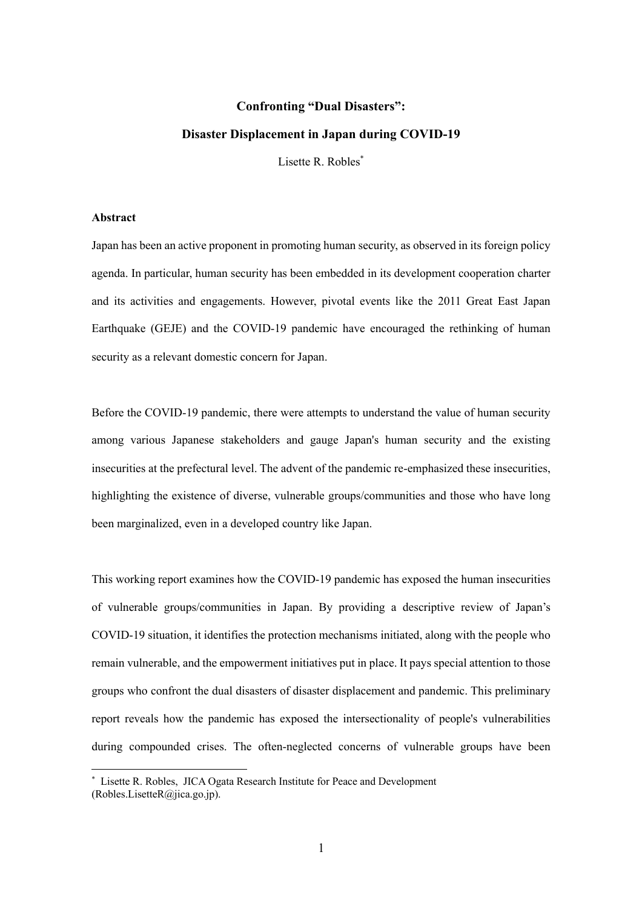**Confronting "Dual Disasters":**

**Disaster Displacement in Japan during COVID-19**

Lisette R. Robles*

**Abstract**

Japan has been an active proponent in promoting human security, as observed in its foreign policy agenda. In particular, human security has been embedded in its development cooperation charter and its activities and engagements. However, pivotal events like the 2011 Great East Japan Earthquake (GEJE) and the COVID-19 pandemic have encouraged the rethinking of human security as a relevant domestic concern for Japan.

Before the COVID-19 pandemic, there were attempts to understand the value of human security among various Japanese stakeholders and gauge Japan's human security and the existing insecurities at the prefectural level. The advent of the pandemic re-emphasized these insecurities, highlighting the existence of diverse, vulnerable groups/communities and those who have long been marginalized, even in a developed country like Japan.

This working report examines how the COVID-19 pandemic has exposed the human insecurities of vulnerable groups/communities in Japan. By providing a descriptive review of Japan's COVID-19 situation, it identifies the protection mechanisms initiated, along with the people who remain vulnerable, and the empowerment initiatives put in place. It pays special attention to those groups who confront the dual disasters of disaster displacement and pandemic. This preliminary report reveals how the pandemic has exposed the intersectionality of people's vulnerabilities during compounded crises. The often-neglected concerns of vulnerable groups have been

* Lisette R. Robles, JICA Ogata Research Institute for Peace and Development (Robles.LisetteR@jica.go.jp).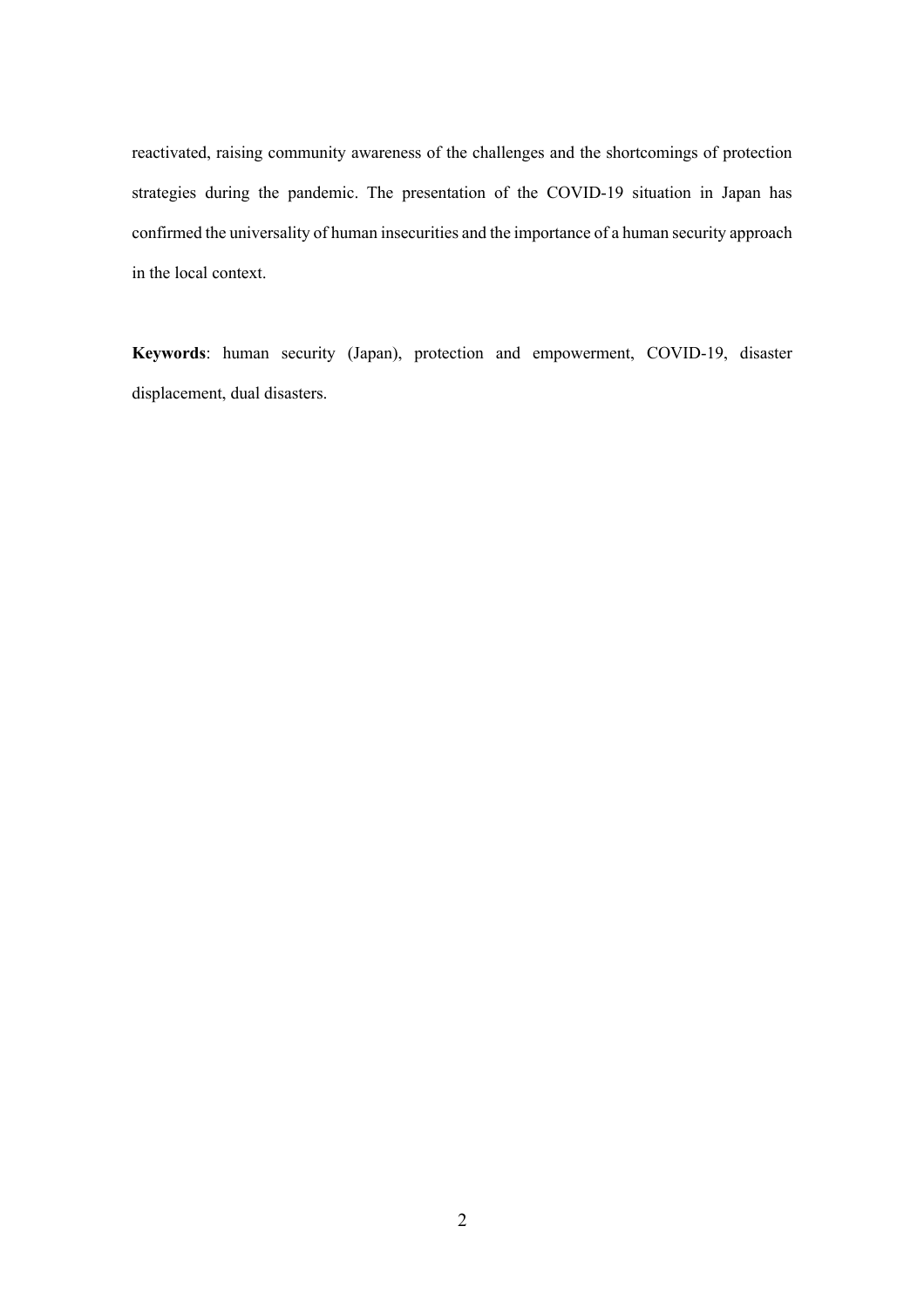reactivated, raising community awareness of the challenges and the shortcomings of protection strategies during the pandemic. The presentation of the COVID-19 situation in Japan has confirmed the universality of human insecurities and the importance of a human security approach in the local context.

**Keywords**: human security (Japan), protection and empowerment, COVID-19, disaster displacement, dual disasters.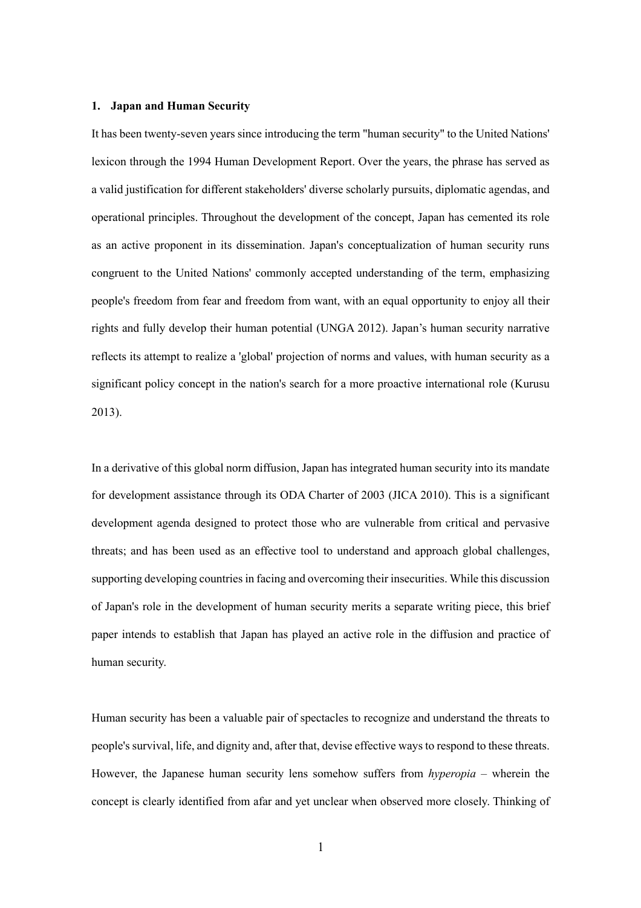## 1. Japan and Human Security

It has been twenty-seven years since introducing the term "human security" to the United Nations' lexicon through the 1994 Human Development Report. Over the years, the phrase has served as a valid justification for different stakeholders' diverse scholarly pursuits, diplomatic agendas, and operational principles. Throughout the development of the concept, Japan has cemented its role as an active proponent in its dissemination. Japan's conceptualization of human security runs congruent to the United Nations' commonly accepted understanding of the term, emphasizing people's freedom from fear and freedom from want, with an equal opportunity to enjoy all their rights and fully develop their human potential (UNGA 2012). Japan's human security narrative reflects its attempt to realize a 'global' projection of norms and values, with human security as a significant policy concept in the nation's search for a more proactive international role (Kurusu 2013).

In a derivative of this global norm diffusion, Japan has integrated human security into its mandate for development assistance through its ODA Charter of 2003 (JICA 2010). This is a significant development agenda designed to protect those who are vulnerable from critical and pervasive threats; and has been used as an effective tool to understand and approach global challenges, supporting developing countries in facing and overcoming their insecurities. While this discussion of Japan's role in the development of human security merits a separate writing piece, this brief paper intends to establish that Japan has played an active role in the diffusion and practice of human security.

Human security has been a valuable pair of spectacles to recognize and understand the threats to people's survival, life, and dignity and, after that, devise effective ways to respond to these threats. However, the Japanese human security lens somehow suffers from *hyperopia* – wherein the concept is clearly identified from afar and yet unclear when observed more closely. Thinking of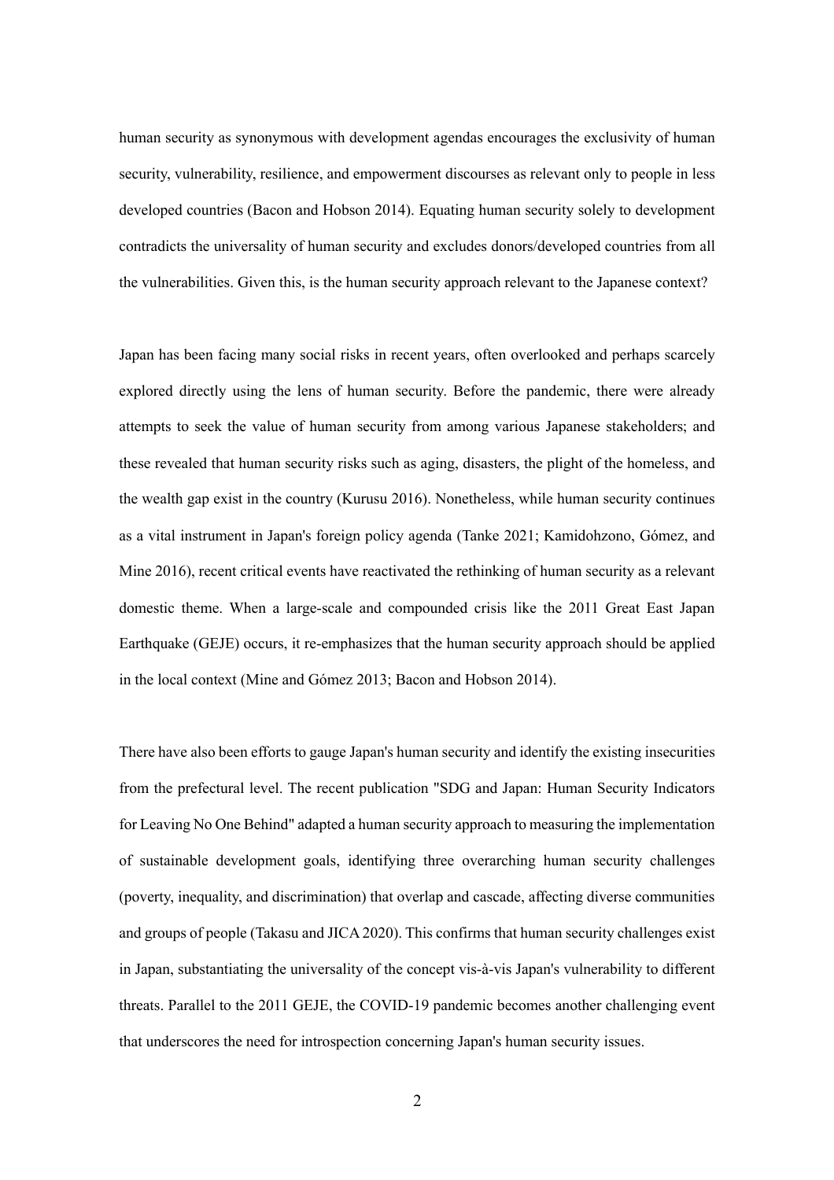human security as synonymous with development agendas encourages the exclusivity of human security, vulnerability, resilience, and empowerment discourses as relevant only to people in less developed countries (Bacon and Hobson 2014). Equating human security solely to development contradicts the universality of human security and excludes donors/developed countries from all the vulnerabilities. Given this, is the human security approach relevant to the Japanese context?

Japan has been facing many social risks in recent years, often overlooked and perhaps scarcely explored directly using the lens of human security. Before the pandemic, there were already attempts to seek the value of human security from among various Japanese stakeholders; and these revealed that human security risks such as aging, disasters, the plight of the homeless, and the wealth gap exist in the country (Kurusu 2016). Nonetheless, while human security continues as a vital instrument in Japan's foreign policy agenda (Tanke 2021; Kamidohzono, Gómez, and Mine 2016), recent critical events have reactivated the rethinking of human security as a relevant domestic theme. When a large-scale and compounded crisis like the 2011 Great East Japan Earthquake (GEJE) occurs, it re-emphasizes that the human security approach should be applied in the local context (Mine and Gómez 2013; Bacon and Hobson 2014).

There have also been efforts to gauge Japan's human security and identify the existing insecurities from the prefectural level. The recent publication "SDG and Japan: Human Security Indicators for Leaving No One Behind" adapted a human security approach to measuring the implementation of sustainable development goals, identifying three overarching human security challenges (poverty, inequality, and discrimination) that overlap and cascade, affecting diverse communities and groups of people (Takasu and JICA 2020). This confirms that human security challenges exist in Japan, substantiating the universality of the concept vis-à-vis Japan's vulnerability to different threats. Parallel to the 2011 GEJE, the COVID-19 pandemic becomes another challenging event that underscores the need for introspection concerning Japan's human security issues.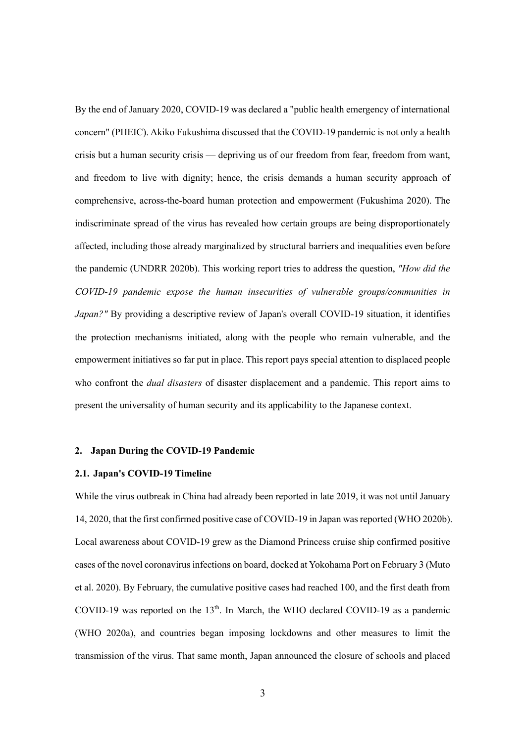By the end of January 2020, COVID-19 was declared a "public health emergency of international concern" (PHEIC). Akiko Fukushima discussed that the COVID-19 pandemic is not only a health crisis but a human security crisis — depriving us of our freedom from fear, freedom from want, and freedom to live with dignity; hence, the crisis demands a human security approach of comprehensive, across-the-board human protection and empowerment (Fukushima 2020). The indiscriminate spread of the virus has revealed how certain groups are being disproportionately affected, including those already marginalized by structural barriers and inequalities even before the pandemic (UNDRR 2020b). This working report tries to address the question, *"How did the COVID-19 pandemic expose the human insecurities of vulnerable groups/communities in Japan?"* By providing a descriptive review of Japan's overall COVID-19 situation, it identifies the protection mechanisms initiated, along with the people who remain vulnerable, and the empowerment initiatives so far put in place. This report pays special attention to displaced people who confront the *dual disasters* of disaster displacement and a pandemic. This report aims to present the universality of human security and its applicability to the Japanese context.

## 2. Japan During the COVID-19 Pandemic

### 2.1. Japan's COVID-19 Timeline

While the virus outbreak in China had already been reported in late 2019, it was not until January 14, 2020, that the first confirmed positive case of COVID-19 in Japan was reported (WHO 2020b). Local awareness about COVID-19 grew as the Diamond Princess cruise ship confirmed positive cases of the novel coronavirus infections on board, docked at Yokohama Port on February 3 (Muto et al. 2020). By February, the cumulative positive cases had reached 100, and the first death from COVID-19 was reported on the 13th. In March, the WHO declared COVID-19 as a pandemic (WHO 2020a), and countries began imposing lockdowns and other measures to limit the transmission of the virus. That same month, Japan announced the closure of schools and placed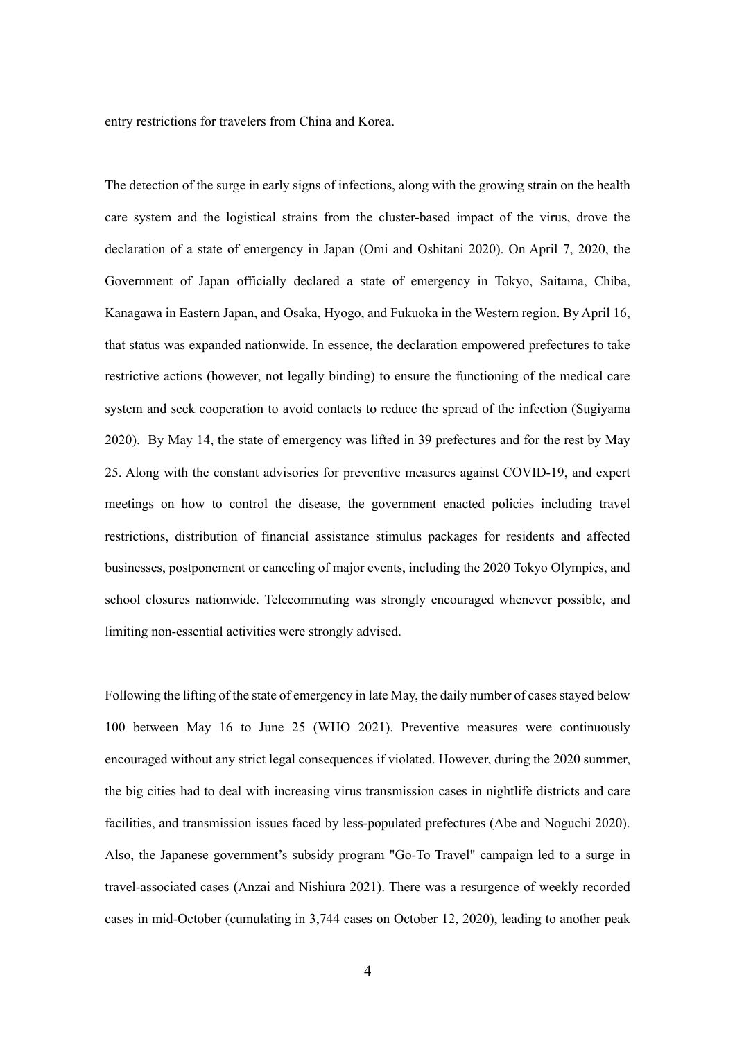entry restrictions for travelers from China and Korea.

The detection of the surge in early signs of infections, along with the growing strain on the health care system and the logistical strains from the cluster-based impact of the virus, drove the declaration of a state of emergency in Japan (Omi and Oshitani 2020). On April 7, 2020, the Government of Japan officially declared a state of emergency in Tokyo, Saitama, Chiba, Kanagawa in Eastern Japan, and Osaka, Hyogo, and Fukuoka in the Western region. By April 16, that status was expanded nationwide. In essence, the declaration empowered prefectures to take restrictive actions (however, not legally binding) to ensure the functioning of the medical care system and seek cooperation to avoid contacts to reduce the spread of the infection (Sugiyama 2020). By May 14, the state of emergency was lifted in 39 prefectures and for the rest by May 25. Along with the constant advisories for preventive measures against COVID-19, and expert meetings on how to control the disease, the government enacted policies including travel restrictions, distribution of financial assistance stimulus packages for residents and affected businesses, postponement or canceling of major events, including the 2020 Tokyo Olympics, and school closures nationwide. Telecommuting was strongly encouraged whenever possible, and limiting non-essential activities were strongly advised.

Following the lifting of the state of emergency in late May, the daily number of cases stayed below 100 between May 16 to June 25 (WHO 2021). Preventive measures were continuously encouraged without any strict legal consequences if violated. However, during the 2020 summer, the big cities had to deal with increasing virus transmission cases in nightlife districts and care facilities, and transmission issues faced by less-populated prefectures (Abe and Noguchi 2020). Also, the Japanese government's subsidy program "Go-To Travel" campaign led to a surge in travel-associated cases (Anzai and Nishiura 2021). There was a resurgence of weekly recorded cases in mid-October (cumulating in 3,744 cases on October 12, 2020), leading to another peak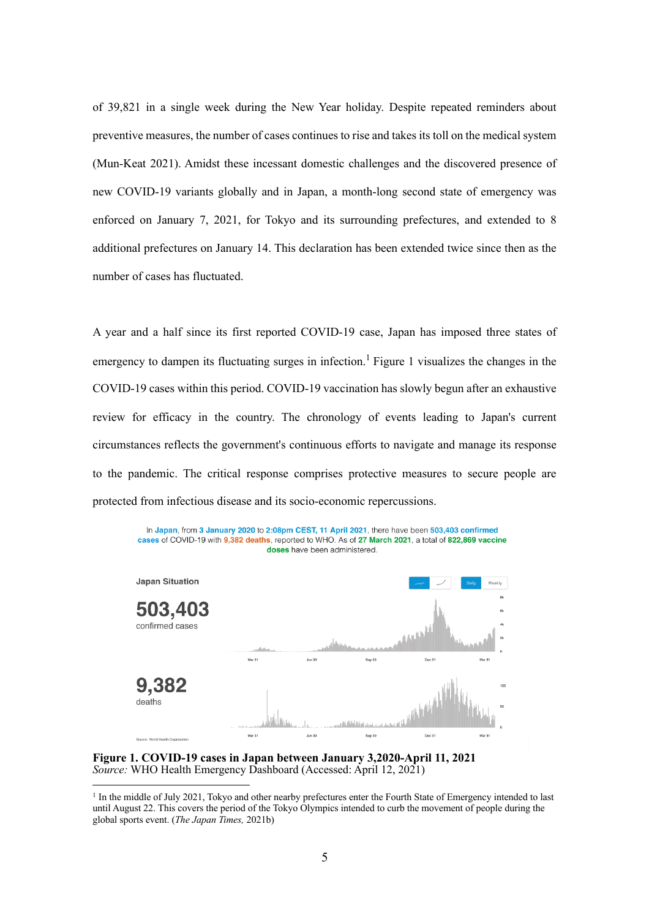of 39,821 in a single week during the New Year holiday. Despite repeated reminders about preventive measures, the number of cases continues to rise and takes its toll on the medical system (Mun-Keat 2021). Amidst these incessant domestic challenges and the discovered presence of new COVID-19 variants globally and in Japan, a month-long second state of emergency was enforced on January 7, 2021, for Tokyo and its surrounding prefectures, and extended to 8 additional prefectures on January 14. This declaration has been extended twice since then as the number of cases has fluctuated.

A year and a half since its first reported COVID-19 case, Japan has imposed three states of emergency to dampen its fluctuating surges in infection.[1] Figure 1 visualizes the changes in the COVID-19 cases within this period. COVID-19 vaccination has slowly begun after an exhaustive review for efficacy in the country. The chronology of events leading to Japan's current circumstances reflects the government's continuous efforts to navigate and manage its response to the pandemic. The critical response comprises protective measures to secure people are protected from infectious disease and its socio-economic repercussions.

In Japan, from 3 January 2020 to 2:08pm CEST, 11 April 2021, there have been 503,403 confirmed cases of COVID-19 with 9,382 deaths, reported to WHO. As of 27 March 2021, a total of 822,869 vaccine doses have been administered.

Japan Situation

503,403
confirmed cases

9,382
deaths

Source: World Health Organization

**Figure 1. COVID-19 cases in Japan between January 3,2020-April 11, 2021**
*Source:* WHO Health Emergency Dashboard (Accessed: April 12, 2021)

[1] In the middle of July 2021, Tokyo and other nearby prefectures enter the Fourth State of Emergency intended to last until August 22. This covers the period of the Tokyo Olympics intended to curb the movement of people during the global sports event. (*The Japan Times,* 2021b)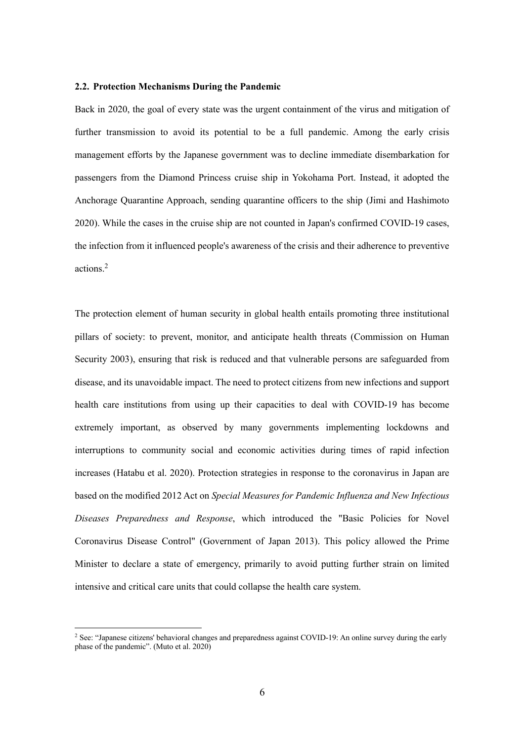### 2.2. Protection Mechanisms During the Pandemic

Back in 2020, the goal of every state was the urgent containment of the virus and mitigation of further transmission to avoid its potential to be a full pandemic. Among the early crisis management efforts by the Japanese government was to decline immediate disembarkation for passengers from the Diamond Princess cruise ship in Yokohama Port. Instead, it adopted the Anchorage Quarantine Approach, sending quarantine officers to the ship (Jimi and Hashimoto 2020). While the cases in the cruise ship are not counted in Japan's confirmed COVID-19 cases, the infection from it influenced people's awareness of the crisis and their adherence to preventive actions.[2]

The protection element of human security in global health entails promoting three institutional pillars of society: to prevent, monitor, and anticipate health threats (Commission on Human Security 2003), ensuring that risk is reduced and that vulnerable persons are safeguarded from disease, and its unavoidable impact. The need to protect citizens from new infections and support health care institutions from using up their capacities to deal with COVID-19 has become extremely important, as observed by many governments implementing lockdowns and interruptions to community social and economic activities during times of rapid infection increases (Hatabu et al. 2020). Protection strategies in response to the coronavirus in Japan are based on the modified 2012 Act on *Special Measures for Pandemic Influenza and New Infectious Diseases Preparedness and Response*, which introduced the "Basic Policies for Novel Coronavirus Disease Control" (Government of Japan 2013). This policy allowed the Prime Minister to declare a state of emergency, primarily to avoid putting further strain on limited intensive and critical care units that could collapse the health care system.

[2] See: "Japanese citizens' behavioral changes and preparedness against COVID-19: An online survey during the early phase of the pandemic". (Muto et al. 2020)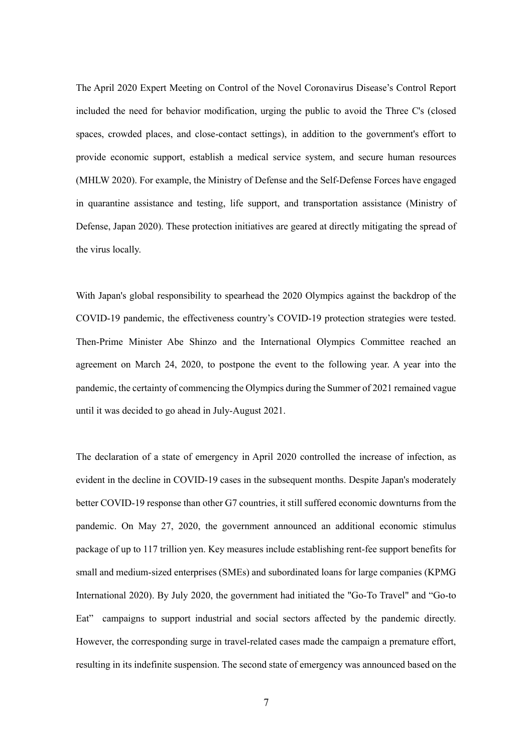The April 2020 Expert Meeting on Control of the Novel Coronavirus Disease's Control Report included the need for behavior modification, urging the public to avoid the Three C's (closed spaces, crowded places, and close-contact settings), in addition to the government's effort to provide economic support, establish a medical service system, and secure human resources (MHLW 2020). For example, the Ministry of Defense and the Self-Defense Forces have engaged in quarantine assistance and testing, life support, and transportation assistance (Ministry of Defense, Japan 2020). These protection initiatives are geared at directly mitigating the spread of the virus locally.

With Japan's global responsibility to spearhead the 2020 Olympics against the backdrop of the COVID-19 pandemic, the effectiveness country's COVID-19 protection strategies were tested. Then-Prime Minister Abe Shinzo and the International Olympics Committee reached an agreement on March 24, 2020, to postpone the event to the following year. A year into the pandemic, the certainty of commencing the Olympics during the Summer of 2021 remained vague until it was decided to go ahead in July-August 2021.

The declaration of a state of emergency in April 2020 controlled the increase of infection, as evident in the decline in COVID-19 cases in the subsequent months. Despite Japan's moderately better COVID-19 response than other G7 countries, it still suffered economic downturns from the pandemic. On May 27, 2020, the government announced an additional economic stimulus package of up to 117 trillion yen. Key measures include establishing rent-fee support benefits for small and medium-sized enterprises (SMEs) and subordinated loans for large companies (KPMG International 2020). By July 2020, the government had initiated the "Go-To Travel" and "Go-to Eat" campaigns to support industrial and social sectors affected by the pandemic directly. However, the corresponding surge in travel-related cases made the campaign a premature effort, resulting in its indefinite suspension. The second state of emergency was announced based on the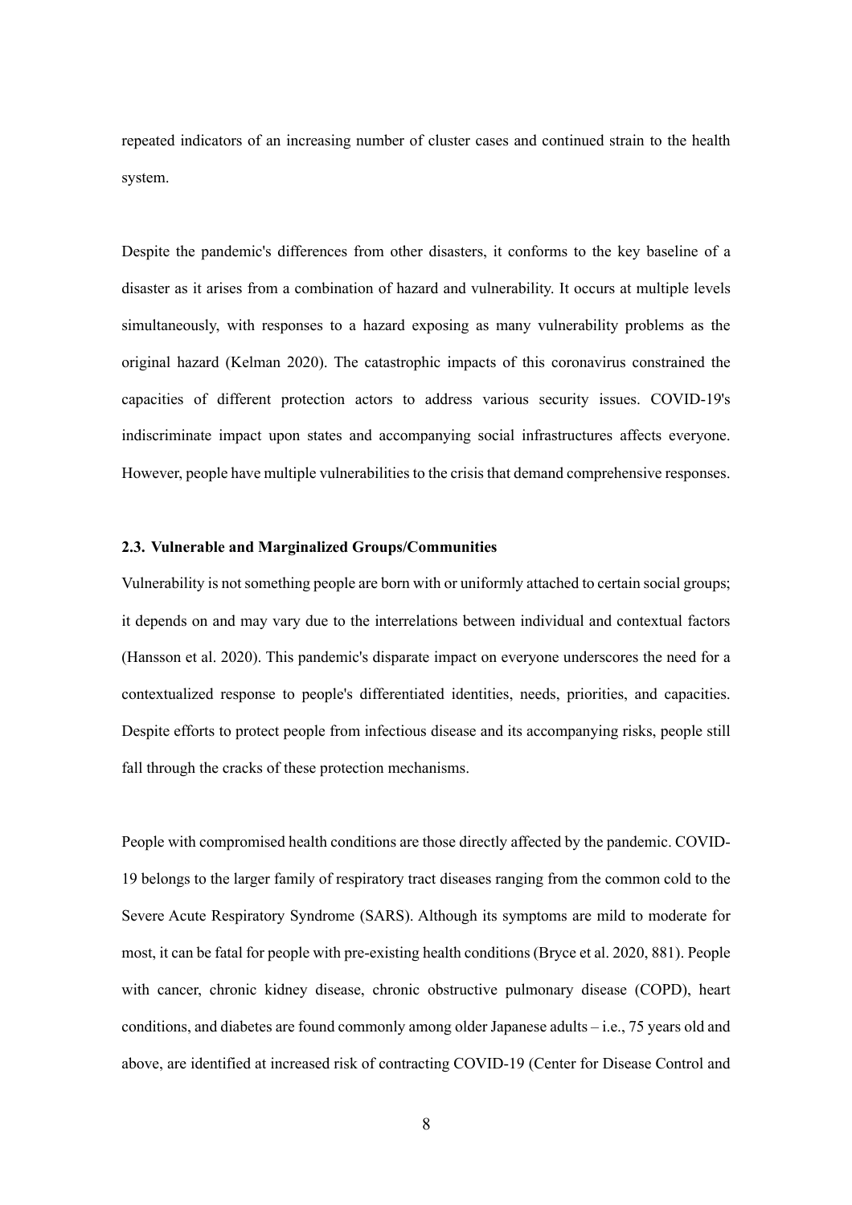repeated indicators of an increasing number of cluster cases and continued strain to the health system.

Despite the pandemic's differences from other disasters, it conforms to the key baseline of a disaster as it arises from a combination of hazard and vulnerability. It occurs at multiple levels simultaneously, with responses to a hazard exposing as many vulnerability problems as the original hazard (Kelman 2020). The catastrophic impacts of this coronavirus constrained the capacities of different protection actors to address various security issues. COVID-19's indiscriminate impact upon states and accompanying social infrastructures affects everyone. However, people have multiple vulnerabilities to the crisis that demand comprehensive responses.

### 2.3. Vulnerable and Marginalized Groups/Communities

Vulnerability is not something people are born with or uniformly attached to certain social groups; it depends on and may vary due to the interrelations between individual and contextual factors (Hansson et al. 2020). This pandemic's disparate impact on everyone underscores the need for a contextualized response to people's differentiated identities, needs, priorities, and capacities. Despite efforts to protect people from infectious disease and its accompanying risks, people still fall through the cracks of these protection mechanisms.

People with compromised health conditions are those directly affected by the pandemic. COVID-19 belongs to the larger family of respiratory tract diseases ranging from the common cold to the Severe Acute Respiratory Syndrome (SARS). Although its symptoms are mild to moderate for most, it can be fatal for people with pre-existing health conditions (Bryce et al. 2020, 881). People with cancer, chronic kidney disease, chronic obstructive pulmonary disease (COPD), heart conditions, and diabetes are found commonly among older Japanese adults – i.e., 75 years old and above, are identified at increased risk of contracting COVID-19 (Center for Disease Control and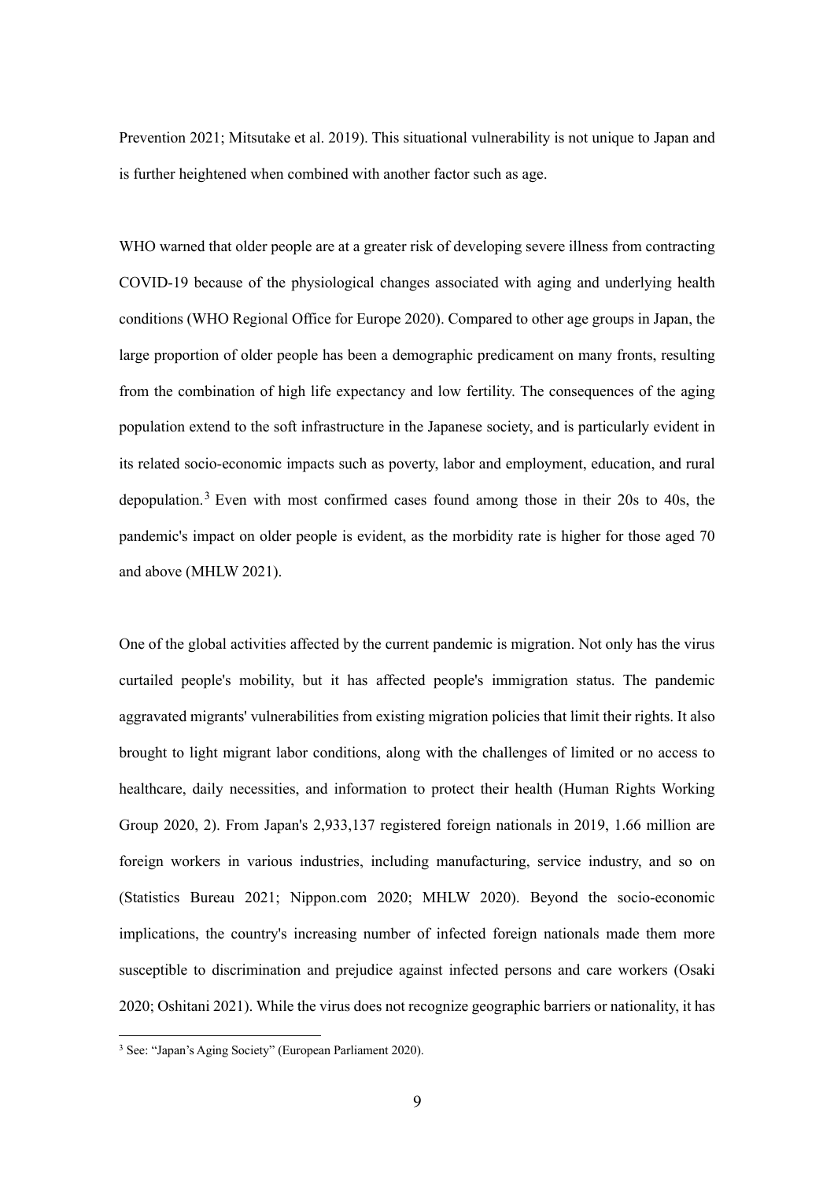Prevention 2021; Mitsutake et al. 2019). This situational vulnerability is not unique to Japan and is further heightened when combined with another factor such as age.

WHO warned that older people are at a greater risk of developing severe illness from contracting COVID-19 because of the physiological changes associated with aging and underlying health conditions (WHO Regional Office for Europe 2020). Compared to other age groups in Japan, the large proportion of older people has been a demographic predicament on many fronts, resulting from the combination of high life expectancy and low fertility. The consequences of the aging population extend to the soft infrastructure in the Japanese society, and is particularly evident in its related socio-economic impacts such as poverty, labor and employment, education, and rural depopulation.[3] Even with most confirmed cases found among those in their 20s to 40s, the pandemic's impact on older people is evident, as the morbidity rate is higher for those aged 70 and above (MHLW 2021).

One of the global activities affected by the current pandemic is migration. Not only has the virus curtailed people's mobility, but it has affected people's immigration status. The pandemic aggravated migrants' vulnerabilities from existing migration policies that limit their rights. It also brought to light migrant labor conditions, along with the challenges of limited or no access to healthcare, daily necessities, and information to protect their health (Human Rights Working Group 2020, 2). From Japan's 2,933,137 registered foreign nationals in 2019, 1.66 million are foreign workers in various industries, including manufacturing, service industry, and so on (Statistics Bureau 2021; Nippon.com 2020; MHLW 2020). Beyond the socio-economic implications, the country's increasing number of infected foreign nationals made them more susceptible to discrimination and prejudice against infected persons and care workers (Osaki 2020; Oshitani 2021). While the virus does not recognize geographic barriers or nationality, it has

[3] See: "Japan's Aging Society" (European Parliament 2020).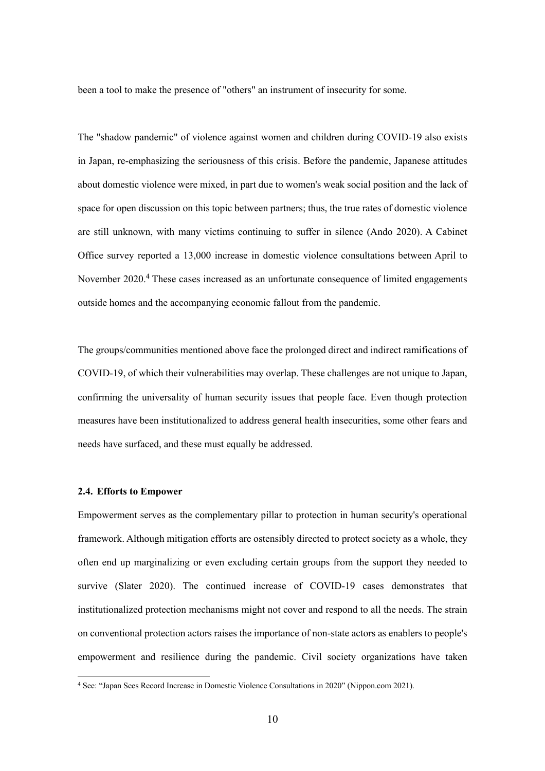been a tool to make the presence of "others" an instrument of insecurity for some.

The "shadow pandemic" of violence against women and children during COVID-19 also exists in Japan, re-emphasizing the seriousness of this crisis. Before the pandemic, Japanese attitudes about domestic violence were mixed, in part due to women's weak social position and the lack of space for open discussion on this topic between partners; thus, the true rates of domestic violence are still unknown, with many victims continuing to suffer in silence (Ando 2020). A Cabinet Office survey reported a 13,000 increase in domestic violence consultations between April to November 2020.[4] These cases increased as an unfortunate consequence of limited engagements outside homes and the accompanying economic fallout from the pandemic.

The groups/communities mentioned above face the prolonged direct and indirect ramifications of COVID-19, of which their vulnerabilities may overlap. These challenges are not unique to Japan, confirming the universality of human security issues that people face. Even though protection measures have been institutionalized to address general health insecurities, some other fears and needs have surfaced, and these must equally be addressed.

### 2.4. Efforts to Empower

Empowerment serves as the complementary pillar to protection in human security's operational framework. Although mitigation efforts are ostensibly directed to protect society as a whole, they often end up marginalizing or even excluding certain groups from the support they needed to survive (Slater 2020). The continued increase of COVID-19 cases demonstrates that institutionalized protection mechanisms might not cover and respond to all the needs. The strain on conventional protection actors raises the importance of non-state actors as enablers to people's empowerment and resilience during the pandemic. Civil society organizations have taken

[4] See: "Japan Sees Record Increase in Domestic Violence Consultations in 2020" (Nippon.com 2021).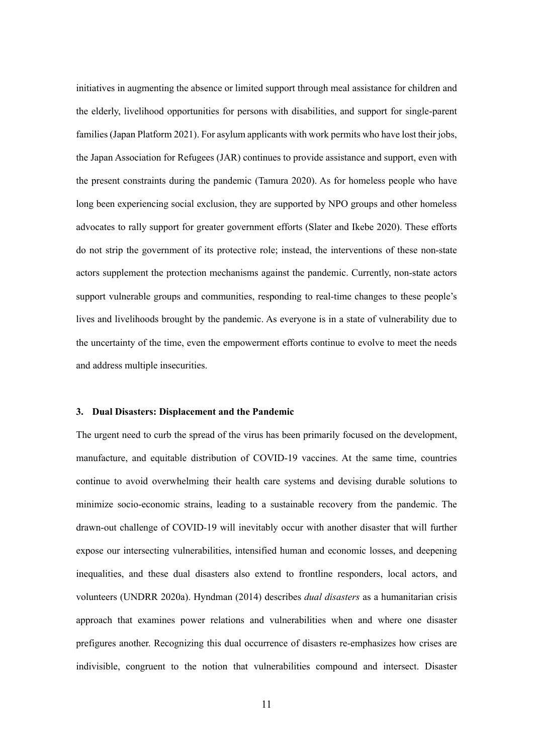initiatives in augmenting the absence or limited support through meal assistance for children and the elderly, livelihood opportunities for persons with disabilities, and support for single-parent families (Japan Platform 2021). For asylum applicants with work permits who have lost their jobs, the Japan Association for Refugees (JAR) continues to provide assistance and support, even with the present constraints during the pandemic (Tamura 2020). As for homeless people who have long been experiencing social exclusion, they are supported by NPO groups and other homeless advocates to rally support for greater government efforts (Slater and Ikebe 2020). These efforts do not strip the government of its protective role; instead, the interventions of these non-state actors supplement the protection mechanisms against the pandemic. Currently, non-state actors support vulnerable groups and communities, responding to real-time changes to these people's lives and livelihoods brought by the pandemic. As everyone is in a state of vulnerability due to the uncertainty of the time, even the empowerment efforts continue to evolve to meet the needs and address multiple insecurities.

## 3. Dual Disasters: Displacement and the Pandemic

The urgent need to curb the spread of the virus has been primarily focused on the development, manufacture, and equitable distribution of COVID-19 vaccines. At the same time, countries continue to avoid overwhelming their health care systems and devising durable solutions to minimize socio-economic strains, leading to a sustainable recovery from the pandemic. The drawn-out challenge of COVID-19 will inevitably occur with another disaster that will further expose our intersecting vulnerabilities, intensified human and economic losses, and deepening inequalities, and these dual disasters also extend to frontline responders, local actors, and volunteers (UNDRR 2020a). Hyndman (2014) describes *dual disasters* as a humanitarian crisis approach that examines power relations and vulnerabilities when and where one disaster prefigures another. Recognizing this dual occurrence of disasters re-emphasizes how crises are indivisible, congruent to the notion that vulnerabilities compound and intersect. Disaster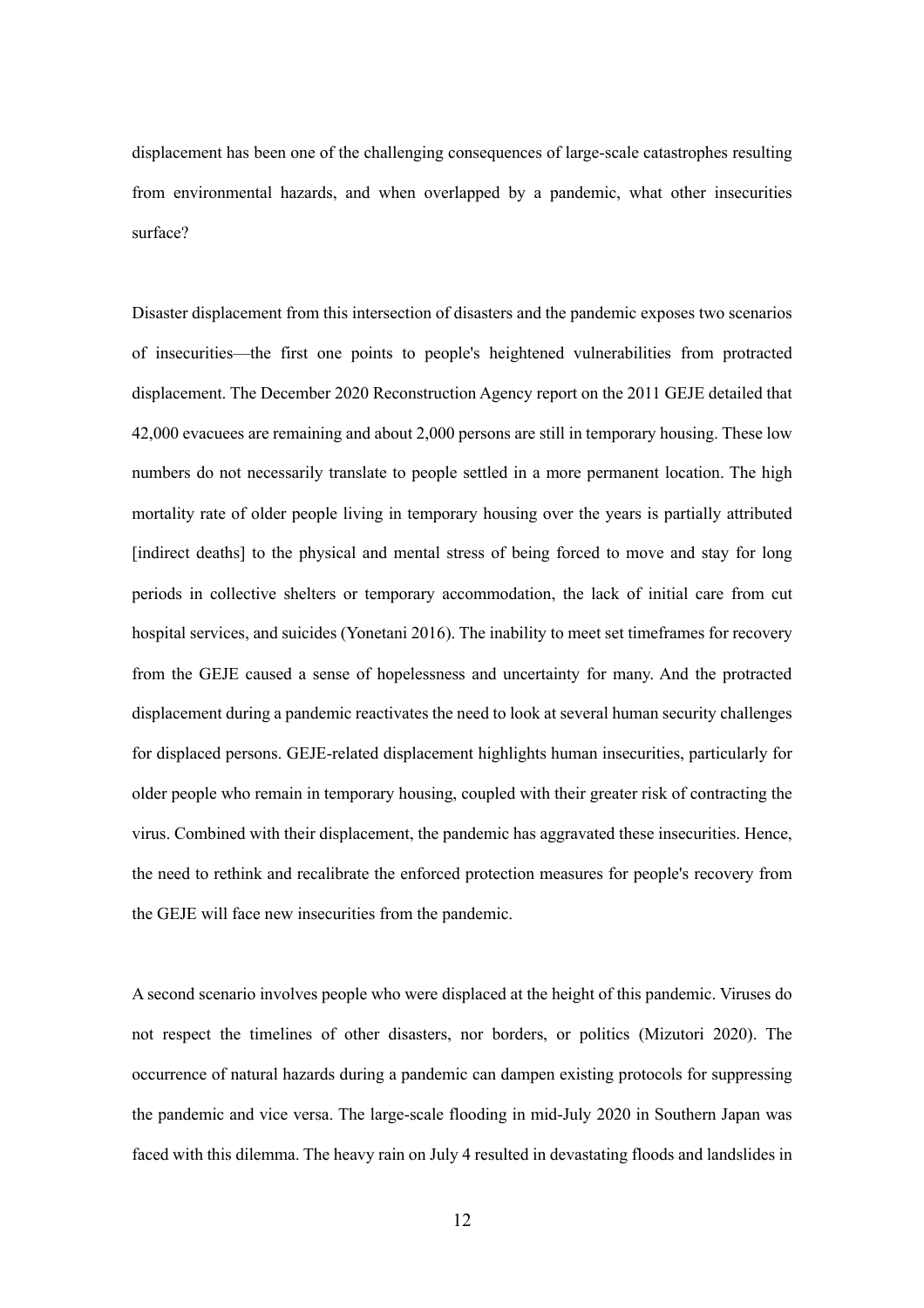displacement has been one of the challenging consequences of large-scale catastrophes resulting from environmental hazards, and when overlapped by a pandemic, what other insecurities surface?

Disaster displacement from this intersection of disasters and the pandemic exposes two scenarios of insecurities—the first one points to people's heightened vulnerabilities from protracted displacement. The December 2020 Reconstruction Agency report on the 2011 GEJE detailed that 42,000 evacuees are remaining and about 2,000 persons are still in temporary housing. These low numbers do not necessarily translate to people settled in a more permanent location. The high mortality rate of older people living in temporary housing over the years is partially attributed [indirect deaths] to the physical and mental stress of being forced to move and stay for long periods in collective shelters or temporary accommodation, the lack of initial care from cut hospital services, and suicides (Yonetani 2016). The inability to meet set timeframes for recovery from the GEJE caused a sense of hopelessness and uncertainty for many. And the protracted displacement during a pandemic reactivates the need to look at several human security challenges for displaced persons. GEJE-related displacement highlights human insecurities, particularly for older people who remain in temporary housing, coupled with their greater risk of contracting the virus. Combined with their displacement, the pandemic has aggravated these insecurities. Hence, the need to rethink and recalibrate the enforced protection measures for people's recovery from the GEJE will face new insecurities from the pandemic.

A second scenario involves people who were displaced at the height of this pandemic. Viruses do not respect the timelines of other disasters, nor borders, or politics (Mizutori 2020). The occurrence of natural hazards during a pandemic can dampen existing protocols for suppressing the pandemic and vice versa. The large-scale flooding in mid-July 2020 in Southern Japan was faced with this dilemma. The heavy rain on July 4 resulted in devastating floods and landslides in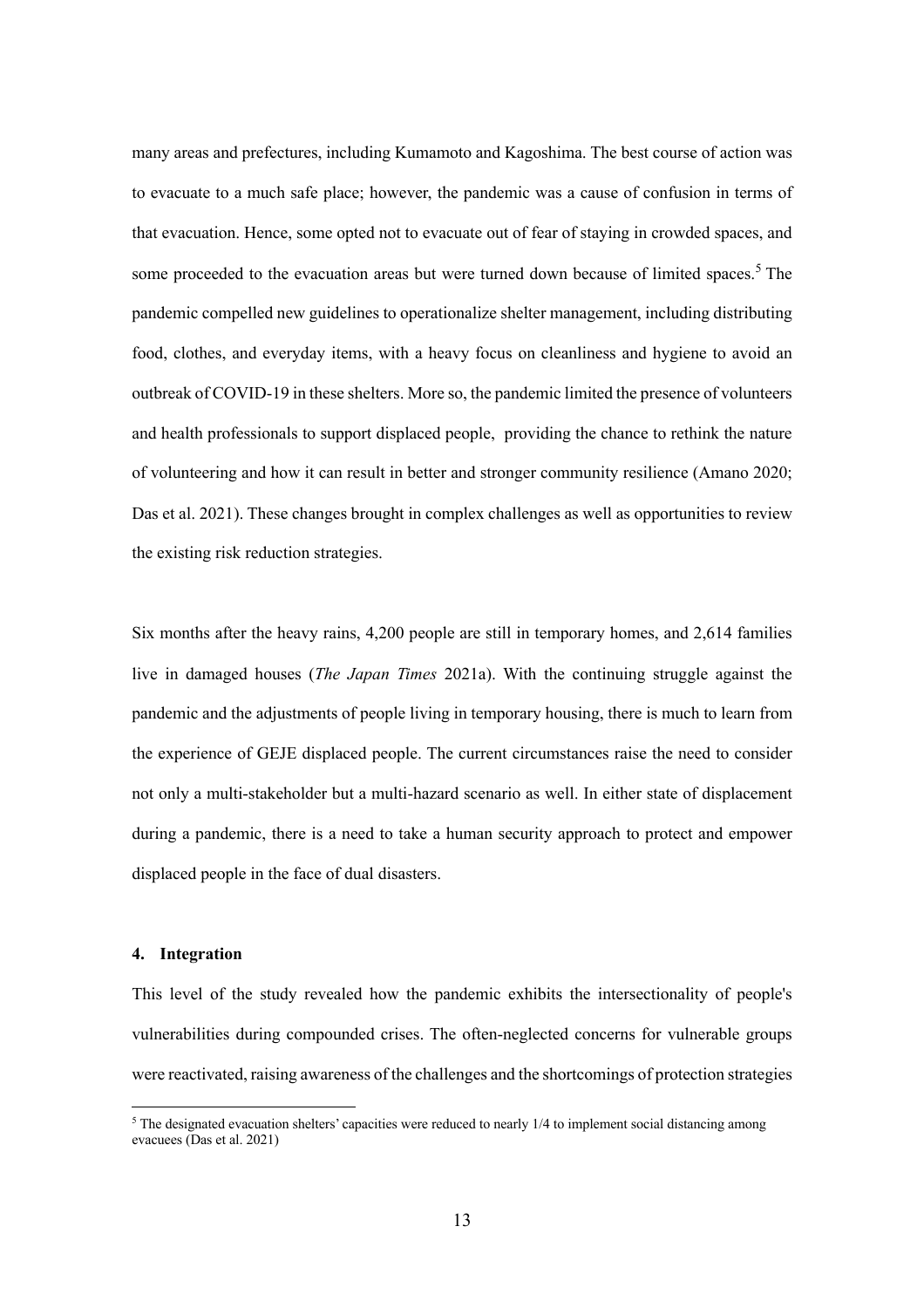many areas and prefectures, including Kumamoto and Kagoshima. The best course of action was to evacuate to a much safe place; however, the pandemic was a cause of confusion in terms of that evacuation. Hence, some opted not to evacuate out of fear of staying in crowded spaces, and some proceeded to the evacuation areas but were turned down because of limited spaces.[5] The pandemic compelled new guidelines to operationalize shelter management, including distributing food, clothes, and everyday items, with a heavy focus on cleanliness and hygiene to avoid an outbreak of COVID-19 in these shelters. More so, the pandemic limited the presence of volunteers and health professionals to support displaced people, providing the chance to rethink the nature of volunteering and how it can result in better and stronger community resilience (Amano 2020; Das et al. 2021). These changes brought in complex challenges as well as opportunities to review the existing risk reduction strategies.

Six months after the heavy rains, 4,200 people are still in temporary homes, and 2,614 families live in damaged houses (*The Japan Times* 2021a). With the continuing struggle against the pandemic and the adjustments of people living in temporary housing, there is much to learn from the experience of GEJE displaced people. The current circumstances raise the need to consider not only a multi-stakeholder but a multi-hazard scenario as well. In either state of displacement during a pandemic, there is a need to take a human security approach to protect and empower displaced people in the face of dual disasters.

#### 4. Integration

This level of the study revealed how the pandemic exhibits the intersectionality of people's vulnerabilities during compounded crises. The often-neglected concerns for vulnerable groups were reactivated, raising awareness of the challenges and the shortcomings of protection strategies

[5] The designated evacuation shelters' capacities were reduced to nearly 1/4 to implement social distancing among evacuees (Das et al. 2021)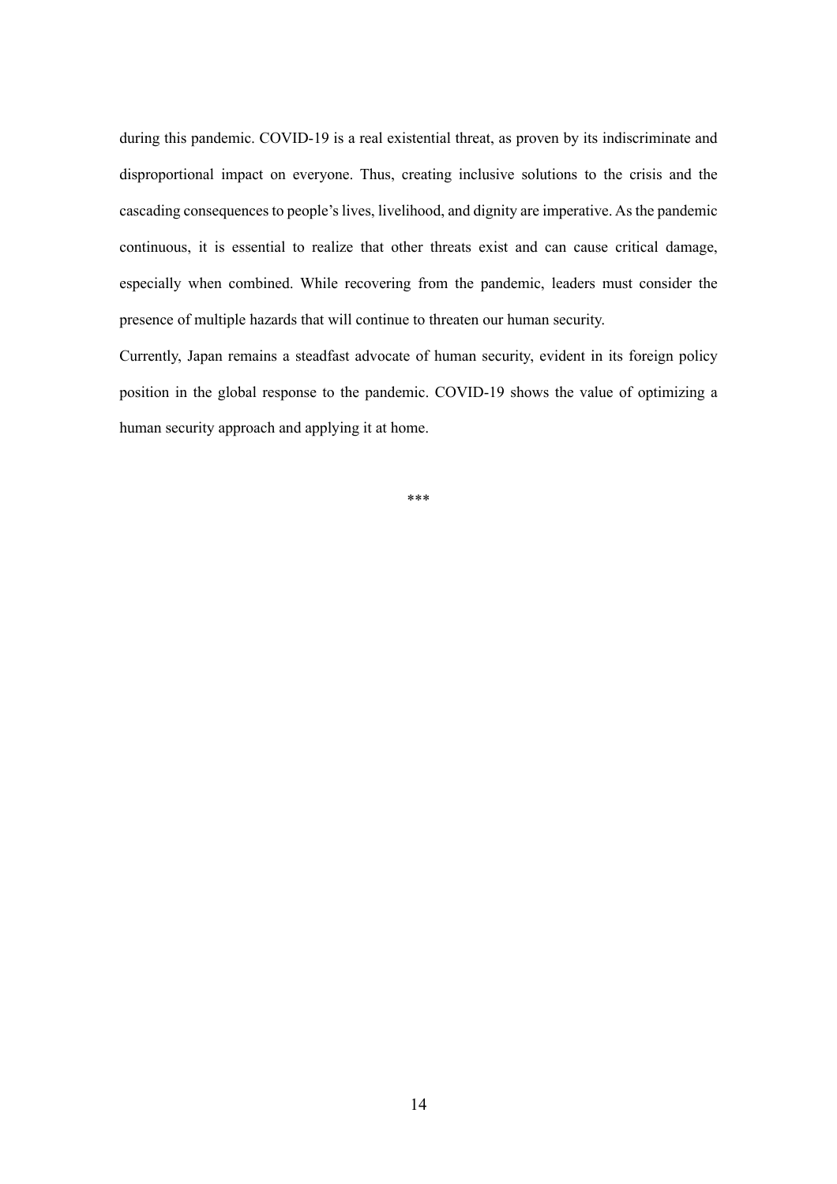during this pandemic. COVID-19 is a real existential threat, as proven by its indiscriminate and disproportional impact on everyone. Thus, creating inclusive solutions to the crisis and the cascading consequences to people's lives, livelihood, and dignity are imperative. As the pandemic continuous, it is essential to realize that other threats exist and can cause critical damage, especially when combined. While recovering from the pandemic, leaders must consider the presence of multiple hazards that will continue to threaten our human security.

Currently, Japan remains a steadfast advocate of human security, evident in its foreign policy position in the global response to the pandemic. COVID-19 shows the value of optimizing a human security approach and applying it at home.

***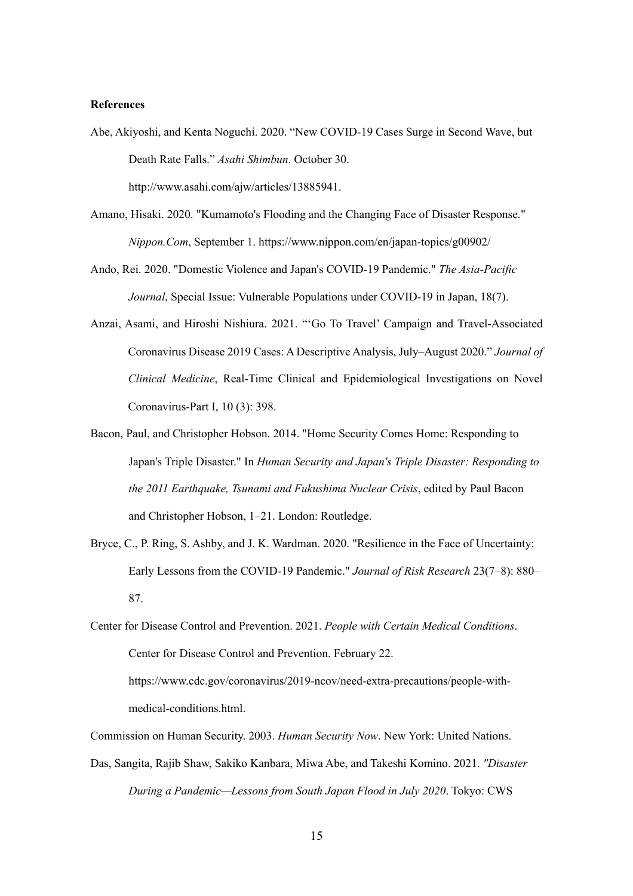**References**

Abe, Akiyoshi, and Kenta Noguchi. 2020. "New COVID-19 Cases Surge in Second Wave, but Death Rate Falls." *Asahi Shimbun*. October 30. http://www.asahi.com/ajw/articles/13885941.

Amano, Hisaki. 2020. "Kumamoto's Flooding and the Changing Face of Disaster Response." *Nippon.Com*, September 1. https://www.nippon.com/en/japan-topics/g00902/

Ando, Rei. 2020. "Domestic Violence and Japan's COVID-19 Pandemic." *The Asia-Pacific Journal*, Special Issue: Vulnerable Populations under COVID-19 in Japan, 18(7).

Anzai, Asami, and Hiroshi Nishiura. 2021. "'Go To Travel' Campaign and Travel-Associated Coronavirus Disease 2019 Cases: A Descriptive Analysis, July–August 2020." *Journal of Clinical Medicine*, Real-Time Clinical and Epidemiological Investigations on Novel Coronavirus-Part I, 10 (3): 398.

Bacon, Paul, and Christopher Hobson. 2014. "Home Security Comes Home: Responding to Japan's Triple Disaster." In *Human Security and Japan's Triple Disaster: Responding to the 2011 Earthquake, Tsunami and Fukushima Nuclear Crisis*, edited by Paul Bacon and Christopher Hobson, 1–21. London: Routledge.

Bryce, C., P. Ring, S. Ashby, and J. K. Wardman. 2020. "Resilience in the Face of Uncertainty: Early Lessons from the COVID-19 Pandemic." *Journal of Risk Research* 23(7–8): 880–87.

Center for Disease Control and Prevention. 2021. *People with Certain Medical Conditions*. Center for Disease Control and Prevention. February 22. https://www.cdc.gov/coronavirus/2019-ncov/need-extra-precautions/people-with-medical-conditions.html.

Commission on Human Security. 2003. *Human Security Now*. New York: United Nations.

Das, Sangita, Rajib Shaw, Sakiko Kanbara, Miwa Abe, and Takeshi Komino. 2021. *"Disaster During a Pandemic—Lessons from South Japan Flood in July 2020*. Tokyo: CWS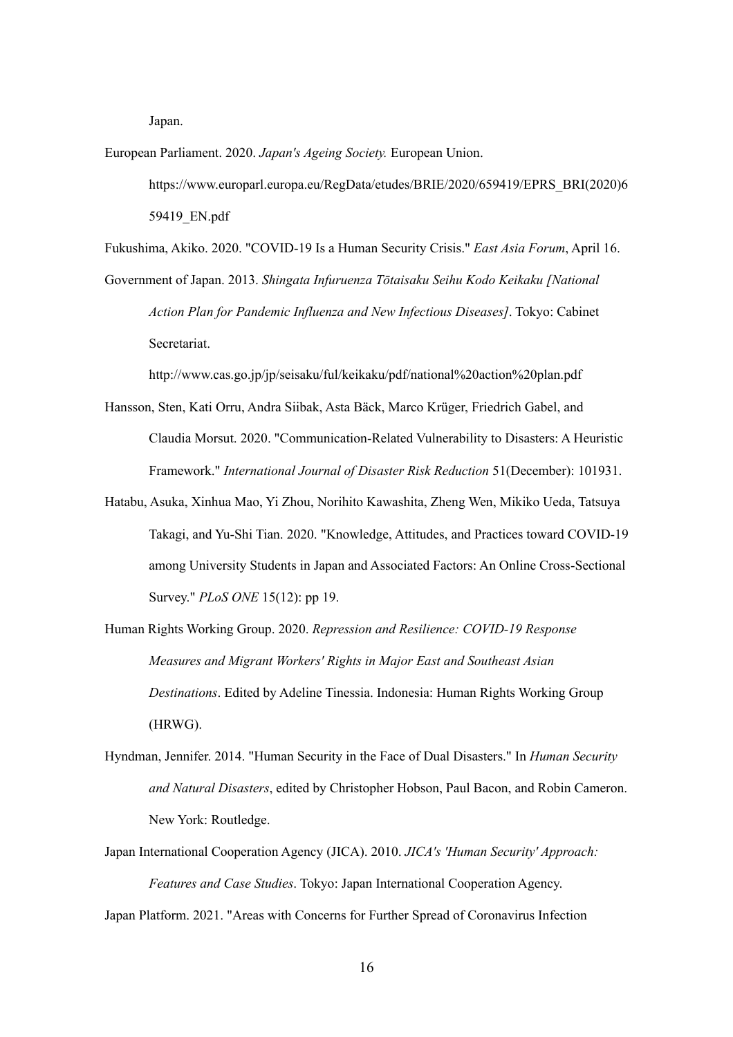Japan.

European Parliament. 2020. *Japan's Ageing Society.* European Union. https://www.europarl.europa.eu/RegData/etudes/BRIE/2020/659419/EPRS_BRI(2020)659419_EN.pdf

Fukushima, Akiko. 2020. "COVID-19 Is a Human Security Crisis." *East Asia Forum*, April 16.

Government of Japan. 2013. *Shingata Infuruenza Tōtaisaku Seihu Kodo Keikaku [National Action Plan for Pandemic Influenza and New Infectious Diseases]*. Tokyo: Cabinet Secretariat. http://www.cas.go.jp/jp/seisaku/ful/keikaku/pdf/national%20action%20plan.pdf

Hansson, Sten, Kati Orru, Andra Siibak, Asta Bäck, Marco Krüger, Friedrich Gabel, and Claudia Morsut. 2020. "Communication-Related Vulnerability to Disasters: A Heuristic Framework." *International Journal of Disaster Risk Reduction* 51(December): 101931.

Hatabu, Asuka, Xinhua Mao, Yi Zhou, Norihito Kawashita, Zheng Wen, Mikiko Ueda, Tatsuya Takagi, and Yu-Shi Tian. 2020. "Knowledge, Attitudes, and Practices toward COVID-19 among University Students in Japan and Associated Factors: An Online Cross-Sectional Survey." *PLoS ONE* 15(12): pp 19.

Human Rights Working Group. 2020. *Repression and Resilience: COVID-19 Response Measures and Migrant Workers' Rights in Major East and Southeast Asian Destinations*. Edited by Adeline Tinessia. Indonesia: Human Rights Working Group (HRWG).

Hyndman, Jennifer. 2014. "Human Security in the Face of Dual Disasters." In *Human Security and Natural Disasters*, edited by Christopher Hobson, Paul Bacon, and Robin Cameron. New York: Routledge.

Japan International Cooperation Agency (JICA). 2010. *JICA's 'Human Security' Approach: Features and Case Studies*. Tokyo: Japan International Cooperation Agency.

Japan Platform. 2021. "Areas with Concerns for Further Spread of Coronavirus Infection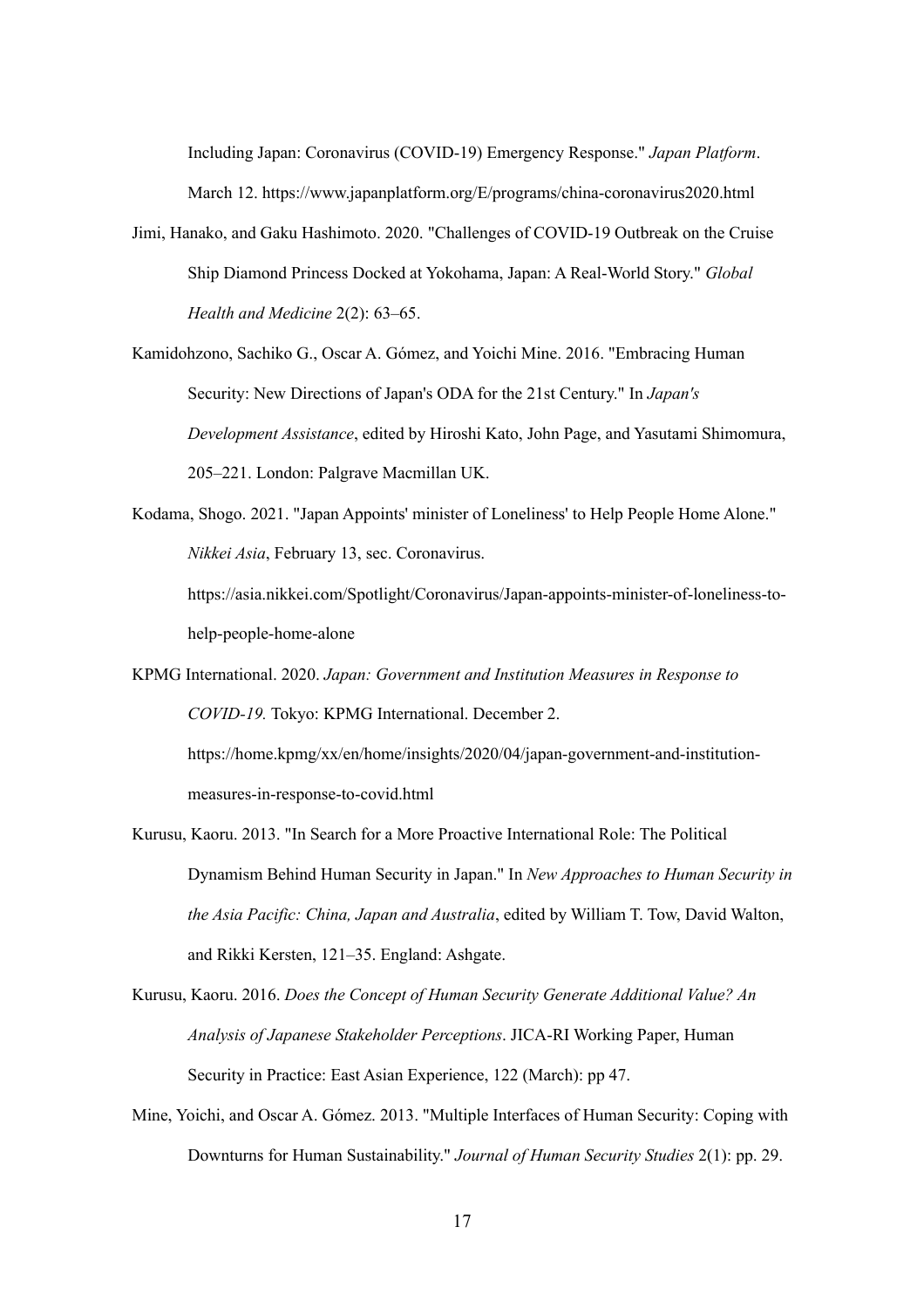Including Japan: Coronavirus (COVID-19) Emergency Response." *Japan Platform*. March 12. https://www.japanplatform.org/E/programs/china-coronavirus2020.html

Jimi, Hanako, and Gaku Hashimoto. 2020. "Challenges of COVID-19 Outbreak on the Cruise Ship Diamond Princess Docked at Yokohama, Japan: A Real-World Story." *Global Health and Medicine* 2(2): 63–65.

Kamidohzono, Sachiko G., Oscar A. Gómez, and Yoichi Mine. 2016. "Embracing Human Security: New Directions of Japan's ODA for the 21st Century." In *Japan's Development Assistance*, edited by Hiroshi Kato, John Page, and Yasutami Shimomura, 205–221. London: Palgrave Macmillan UK.

Kodama, Shogo. 2021. "Japan Appoints' minister of Loneliness' to Help People Home Alone." *Nikkei Asia*, February 13, sec. Coronavirus. https://asia.nikkei.com/Spotlight/Coronavirus/Japan-appoints-minister-of-loneliness-to-help-people-home-alone

KPMG International. 2020. *Japan: Government and Institution Measures in Response to COVID-19.* Tokyo: KPMG International. December 2. https://home.kpmg/xx/en/home/insights/2020/04/japan-government-and-institution-measures-in-response-to-covid.html

Kurusu, Kaoru. 2013. "In Search for a More Proactive International Role: The Political Dynamism Behind Human Security in Japan." In *New Approaches to Human Security in the Asia Pacific: China, Japan and Australia*, edited by William T. Tow, David Walton, and Rikki Kersten, 121–35. England: Ashgate.

Kurusu, Kaoru. 2016. *Does the Concept of Human Security Generate Additional Value? An Analysis of Japanese Stakeholder Perceptions*. JICA-RI Working Paper, Human Security in Practice: East Asian Experience, 122 (March): pp 47.

Mine, Yoichi, and Oscar A. Gómez. 2013. "Multiple Interfaces of Human Security: Coping with Downturns for Human Sustainability." *Journal of Human Security Studies* 2(1): pp. 29.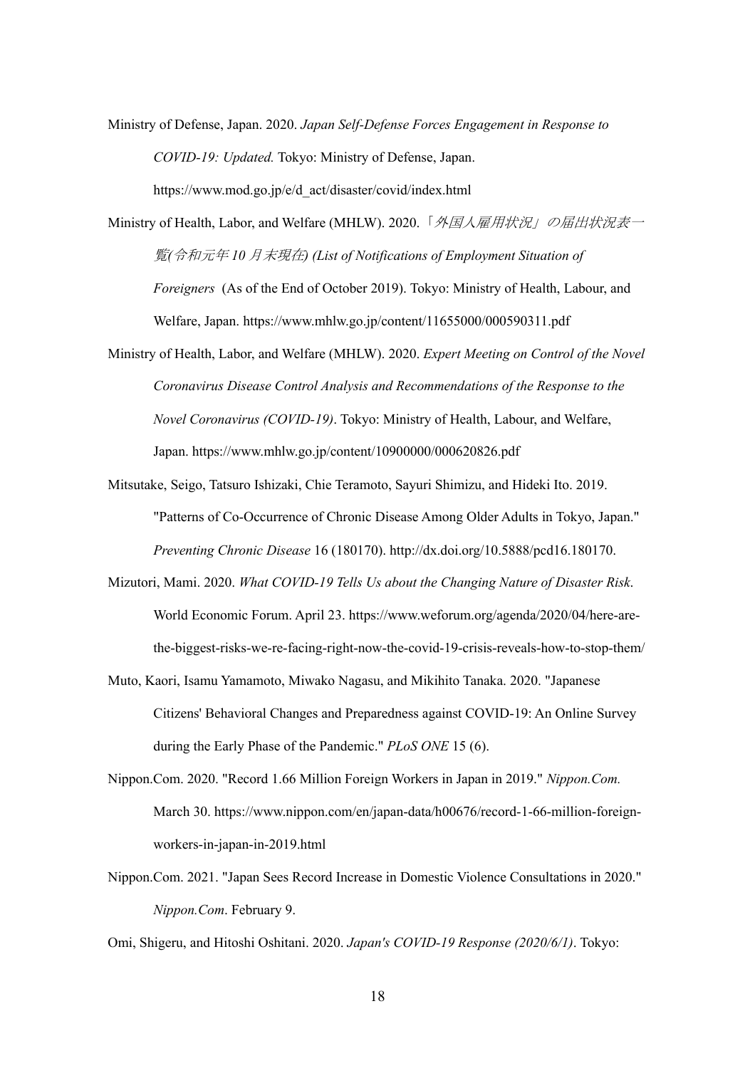Ministry of Defense, Japan. 2020. *Japan Self-Defense Forces Engagement in Response to COVID-19: Updated.* Tokyo: Ministry of Defense, Japan. https://www.mod.go.jp/e/d_act/disaster/covid/index.html

Ministry of Health, Labor, and Welfare (MHLW). 2020.「*外国人雇用状況」の届出状況表一覧(令和元年 10 月末現在) (List of Notifications of Employment Situation of Foreigners* (As of the End of October 2019). Tokyo: Ministry of Health, Labour, and Welfare, Japan. https://www.mhlw.go.jp/content/11655000/000590311.pdf

Ministry of Health, Labor, and Welfare (MHLW). 2020. *Expert Meeting on Control of the Novel Coronavirus Disease Control Analysis and Recommendations of the Response to the Novel Coronavirus (COVID-19)*. Tokyo: Ministry of Health, Labour, and Welfare, Japan. https://www.mhlw.go.jp/content/10900000/000620826.pdf

Mitsutake, Seigo, Tatsuro Ishizaki, Chie Teramoto, Sayuri Shimizu, and Hideki Ito. 2019. "Patterns of Co-Occurrence of Chronic Disease Among Older Adults in Tokyo, Japan." *Preventing Chronic Disease* 16 (180170). http://dx.doi.org/10.5888/pcd16.180170.

Mizutori, Mami. 2020. *What COVID-19 Tells Us about the Changing Nature of Disaster Risk*. World Economic Forum. April 23. https://www.weforum.org/agenda/2020/04/here-are-the-biggest-risks-we-re-facing-right-now-the-covid-19-crisis-reveals-how-to-stop-them/

Muto, Kaori, Isamu Yamamoto, Miwako Nagasu, and Mikihito Tanaka. 2020. "Japanese Citizens' Behavioral Changes and Preparedness against COVID-19: An Online Survey during the Early Phase of the Pandemic." *PLoS ONE* 15 (6).

Nippon.Com. 2020. "Record 1.66 Million Foreign Workers in Japan in 2019." *Nippon.Com.* March 30. https://www.nippon.com/en/japan-data/h00676/record-1-66-million-foreign-workers-in-japan-in-2019.html

Nippon.Com. 2021. "Japan Sees Record Increase in Domestic Violence Consultations in 2020." *Nippon.Com*. February 9.

Omi, Shigeru, and Hitoshi Oshitani. 2020. *Japan's COVID-19 Response (2020/6/1)*. Tokyo: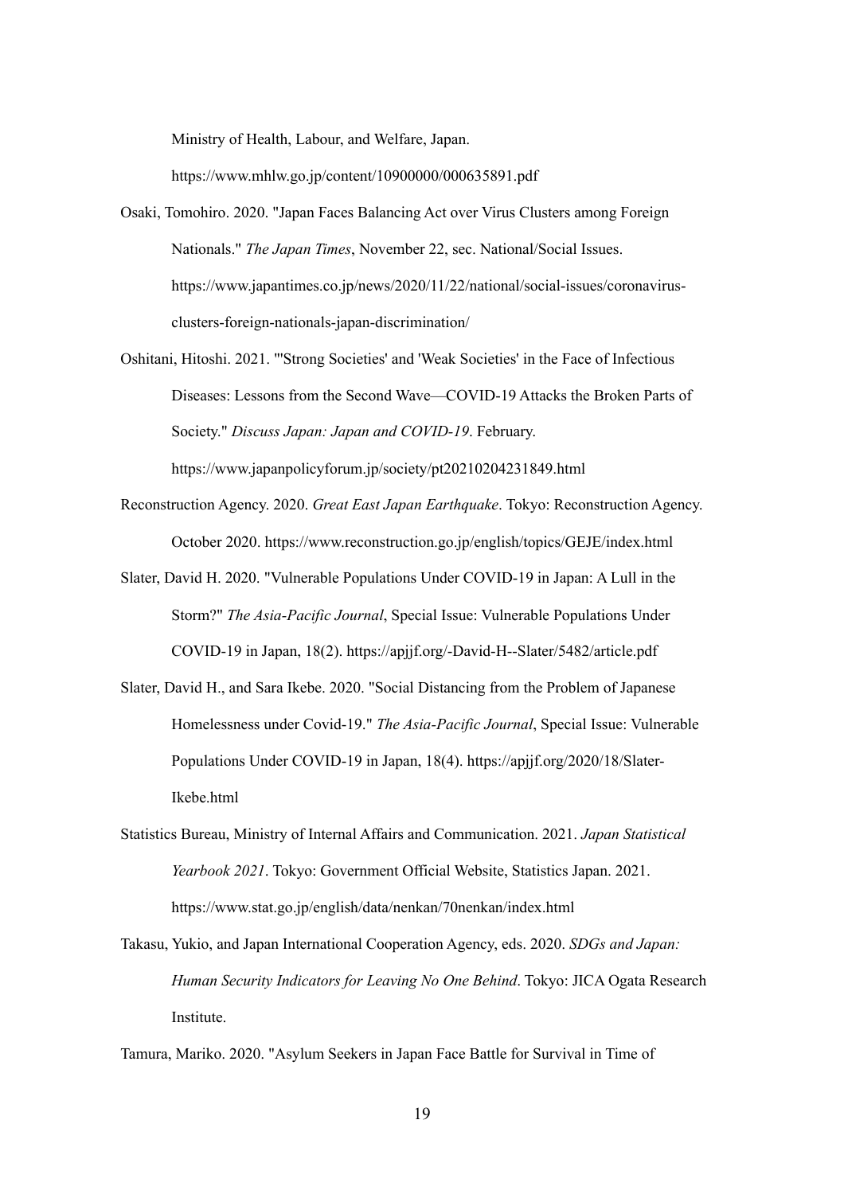Ministry of Health, Labour, and Welfare, Japan. https://www.mhlw.go.jp/content/10900000/000635891.pdf

Osaki, Tomohiro. 2020. "Japan Faces Balancing Act over Virus Clusters among Foreign Nationals." *The Japan Times*, November 22, sec. National/Social Issues. https://www.japantimes.co.jp/news/2020/11/22/national/social-issues/coronavirus-clusters-foreign-nationals-japan-discrimination/

Oshitani, Hitoshi. 2021. "'Strong Societies' and 'Weak Societies' in the Face of Infectious Diseases: Lessons from the Second Wave—COVID-19 Attacks the Broken Parts of Society." *Discuss Japan: Japan and COVID-19*. February. https://www.japanpolicyforum.jp/society/pt20210204231849.html

Reconstruction Agency. 2020. *Great East Japan Earthquake*. Tokyo: Reconstruction Agency. October 2020. https://www.reconstruction.go.jp/english/topics/GEJE/index.html

Slater, David H. 2020. "Vulnerable Populations Under COVID-19 in Japan: A Lull in the Storm?" *The Asia-Pacific Journal*, Special Issue: Vulnerable Populations Under COVID-19 in Japan, 18(2). https://apjjf.org/-David-H--Slater/5482/article.pdf

Slater, David H., and Sara Ikebe. 2020. "Social Distancing from the Problem of Japanese Homelessness under Covid-19." *The Asia-Pacific Journal*, Special Issue: Vulnerable Populations Under COVID-19 in Japan, 18(4). https://apjjf.org/2020/18/Slater-Ikebe.html

Statistics Bureau, Ministry of Internal Affairs and Communication. 2021. *Japan Statistical Yearbook 2021*. Tokyo: Government Official Website, Statistics Japan. 2021. https://www.stat.go.jp/english/data/nenkan/70nenkan/index.html

Takasu, Yukio, and Japan International Cooperation Agency, eds. 2020. *SDGs and Japan: Human Security Indicators for Leaving No One Behind*. Tokyo: JICA Ogata Research Institute.

Tamura, Mariko. 2020. "Asylum Seekers in Japan Face Battle for Survival in Time of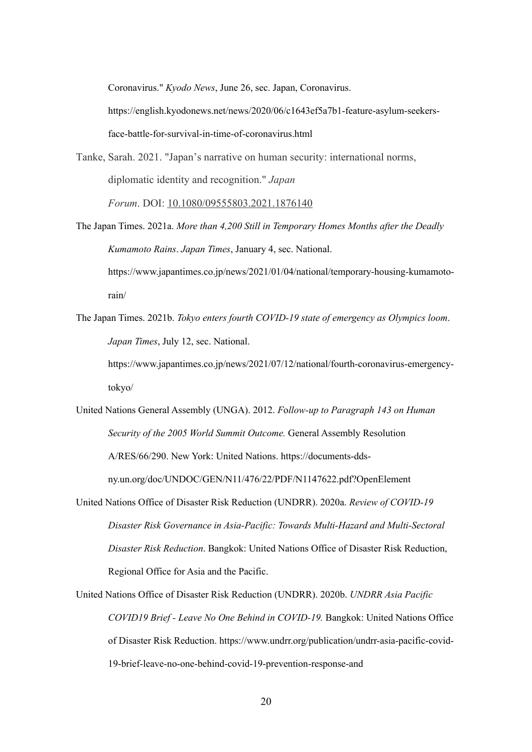Coronavirus." *Kyodo News*, June 26, sec. Japan, Coronavirus. https://english.kyodonews.net/news/2020/06/c1643ef5a7b1-feature-asylum-seekers-face-battle-for-survival-in-time-of-coronavirus.html

Tanke, Sarah. 2021. "Japan's narrative on human security: international norms, diplomatic identity and recognition." *Japan Forum*. DOI: 10.1080/09555803.2021.1876140

The Japan Times. 2021a. *More than 4,200 Still in Temporary Homes Months after the Deadly Kumamoto Rains*. *Japan Times*, January 4, sec. National. https://www.japantimes.co.jp/news/2021/01/04/national/temporary-housing-kumamoto-rain/

The Japan Times. 2021b. *Tokyo enters fourth COVID-19 state of emergency as Olympics loom*. *Japan Times*, July 12, sec. National. https://www.japantimes.co.jp/news/2021/07/12/national/fourth-coronavirus-emergency-tokyo/

United Nations General Assembly (UNGA). 2012. *Follow-up to Paragraph 143 on Human Security of the 2005 World Summit Outcome.* General Assembly Resolution A/RES/66/290. New York: United Nations. https://documents-dds-ny.un.org/doc/UNDOC/GEN/N11/476/22/PDF/N1147622.pdf?OpenElement

United Nations Office of Disaster Risk Reduction (UNDRR). 2020a. *Review of COVID-19 Disaster Risk Governance in Asia-Pacific: Towards Multi-Hazard and Multi-Sectoral Disaster Risk Reduction*. Bangkok: United Nations Office of Disaster Risk Reduction, Regional Office for Asia and the Pacific.

United Nations Office of Disaster Risk Reduction (UNDRR). 2020b. *UNDRR Asia Pacific COVID19 Brief - Leave No One Behind in COVID-19.* Bangkok: United Nations Office of Disaster Risk Reduction. https://www.undrr.org/publication/undrr-asia-pacific-covid-19-brief-leave-no-one-behind-covid-19-prevention-response-and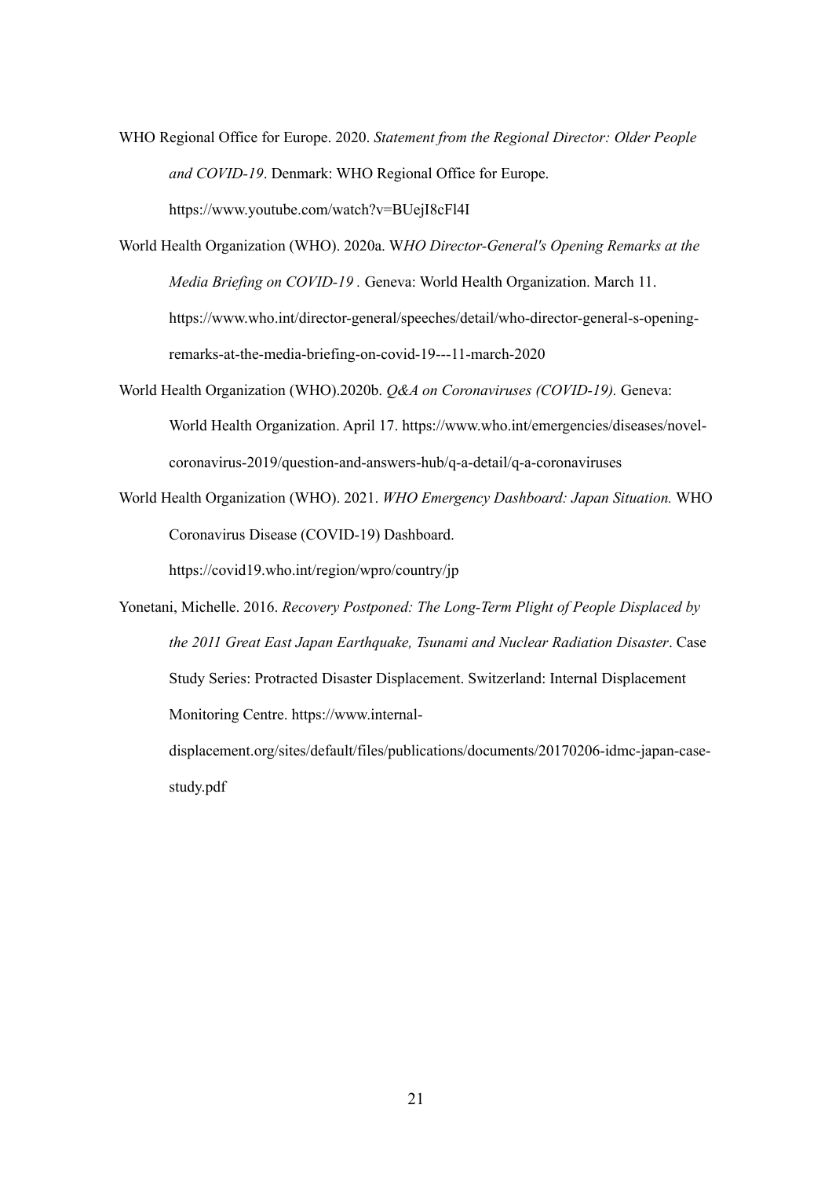WHO Regional Office for Europe. 2020. *Statement from the Regional Director: Older People and COVID-19*. Denmark: WHO Regional Office for Europe. https://www.youtube.com/watch?v=BUejI8cFl4I

World Health Organization (WHO). 2020a. W*HO Director-General's Opening Remarks at the Media Briefing on COVID-19* . Geneva: World Health Organization. March 11. https://www.who.int/director-general/speeches/detail/who-director-general-s-opening-remarks-at-the-media-briefing-on-covid-19---11-march-2020

World Health Organization (WHO).2020b. *Q&A on Coronaviruses (COVID-19).* Geneva: World Health Organization. April 17. https://www.who.int/emergencies/diseases/novel-coronavirus-2019/question-and-answers-hub/q-a-detail/q-a-coronaviruses

World Health Organization (WHO). 2021. *WHO Emergency Dashboard: Japan Situation.* WHO Coronavirus Disease (COVID-19) Dashboard. https://covid19.who.int/region/wpro/country/jp

Yonetani, Michelle. 2016. *Recovery Postponed: The Long-Term Plight of People Displaced by the 2011 Great East Japan Earthquake, Tsunami and Nuclear Radiation Disaster*. Case Study Series: Protracted Disaster Displacement. Switzerland: Internal Displacement Monitoring Centre. https://www.internal-displacement.org/sites/default/files/publications/documents/20170206-idmc-japan-case-study.pdf